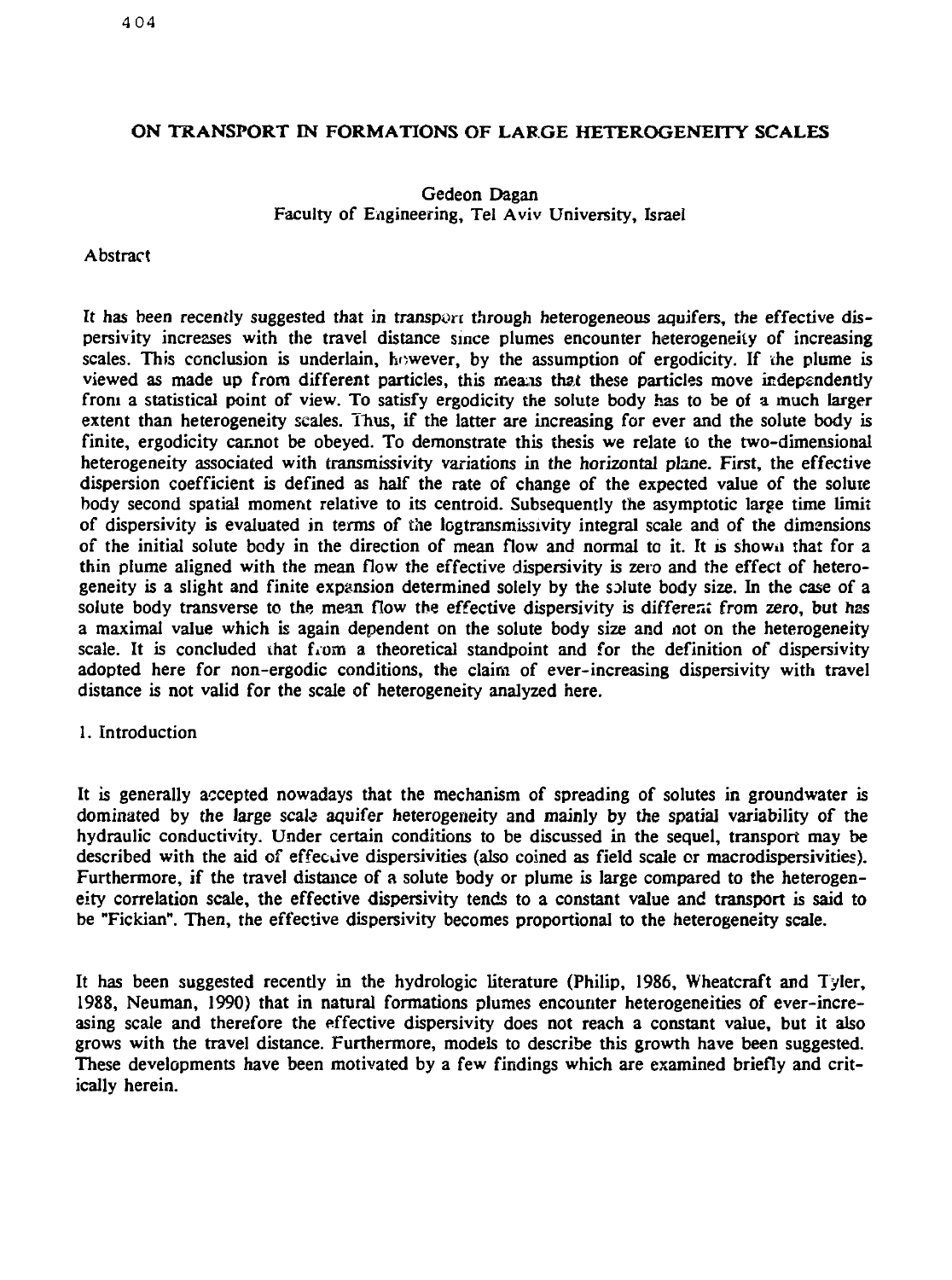# ON TRANSPORT IN FORMATIONS OF LARGE HETEROGENEITY SCALES

Gedeon Dagan
Faculty of Engineering, Tel Aviv University, Israel

## Abstract

It has been recently suggested that in transport through heterogeneous aquifers, the effective dispersivity increases with the travel distance since plumes encounter heterogeneity of increasing scales. This conclusion is underlain, however, by the assumption of ergodicity. If the plume is viewed as made up from different particles, this means that these particles move independently from a statistical point of view. To satisfy ergodicity the solute body has to be of a much larger extent than heterogeneity scales. Thus, if the latter are increasing for ever and the solute body is finite, ergodicity cannot be obeyed. To demonstrate this thesis we relate to the two-dimensional heterogeneity associated with transmissivity variations in the horizontal plane. First, the effective dispersion coefficient is defined as half the rate of change of the expected value of the solute body second spatial moment relative to its centroid. Subsequently the asymptotic large time limit of dispersivity is evaluated in terms of the logtransmissivity integral scale and of the dimensions of the initial solute body in the direction of mean flow and normal to it. It is shown that for a thin plume aligned with the mean flow the effective dispersivity is zero and the effect of heterogeneity is a slight and finite expansion determined solely by the solute body size. In the case of a solute body transverse to the mean flow the effective dispersivity is different from zero, but has a maximal value which is again dependent on the solute body size and not on the heterogeneity scale. It is concluded that from a theoretical standpoint and for the definition of dispersivity adopted here for non-ergodic conditions, the claim of ever-increasing dispersivity with travel distance is not valid for the scale of heterogeneity analyzed here.

## 1. Introduction

It is generally accepted nowadays that the mechanism of spreading of solutes in groundwater is dominated by the large scale aquifer heterogeneity and mainly by the spatial variability of the hydraulic conductivity. Under certain conditions to be discussed in the sequel, transport may be described with the aid of effective dispersivities (also coined as field scale or macrodispersivities). Furthermore, if the travel distance of a solute body or plume is large compared to the heterogeneity correlation scale, the effective dispersivity tends to a constant value and transport is said to be "Fickian". Then, the effective dispersivity becomes proportional to the heterogeneity scale.

It has been suggested recently in the hydrologic literature (Philip, 1986, Wheatcraft and Tyler, 1988, Neuman, 1990) that in natural formations plumes encounter heterogeneities of ever-increasing scale and therefore the effective dispersivity does not reach a constant value, but it also grows with the travel distance. Furthermore, models to describe this growth have been suggested. These developments have been motivated by a few findings which are examined briefly and critically herein.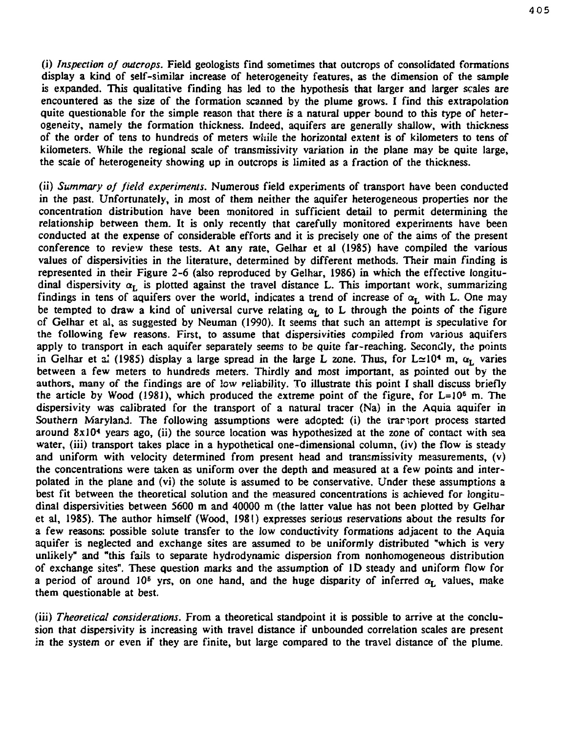(i) *Inspection of outcrops.* Field geologists find sometimes that outcrops of consolidated formations display a kind of self-similar increase of heterogeneity features, as the dimension of the sample is expanded. This qualitative finding has led to the hypothesis that larger and larger scales are encountered as the size of the formation scanned by the plume grows. I find this extrapolation quite questionable for the simple reason that there is a natural upper bound to this type of heterogeneity, namely the formation thickness. Indeed, aquifers are generally shallow, with thickness of the order of tens to hundreds of meters while the horizontal extent is of kilometers to tens of kilometers. While the regional scale of transmissivity variation in the plane may be quite large, the scale of heterogeneity showing up in outcrops is limited as a fraction of the thickness.

(ii) *Summary of field experiments.* Numerous field experiments of transport have been conducted in the past. Unfortunately, in most of them neither the aquifer heterogeneous properties nor the concentration distribution have been monitored in sufficient detail to permit determining the relationship between them. It is only recently that carefully monitored experiments have been conducted at the expense of considerable efforts and it is precisely one of the aims of the present conference to review these tests. At any rate, Gelhar et al (1985) have compiled the various values of dispersivities in the literature, determined by different methods. Their main finding is represented in their Figure 2-6 (also reproduced by Gelhar, 1986) in which the effective longitudinal dispersivity $\alpha_L$ is plotted against the travel distance L. This important work, summarizing findings in tens of aquifers over the world, indicates a trend of increase of $\alpha_L$ with L. One may be tempted to draw a kind of universal curve relating $\alpha_L$ to L through the points of the figure of Gelhar et al, as suggested by Neuman (1990). It seems that such an attempt is speculative for the following few reasons. First, to assume that dispersivities compiled from various aquifers apply to transport in each aquifer separately seems to be quite far-reaching. Secondly, the points in Gelhar et al (1985) display a large spread in the large L zone. Thus, for $L \simeq 10^4$ m, $\alpha_L$ varies between a few meters to hundreds meters. Thirdly and most important, as pointed out by the authors, many of the findings are of low reliability. To illustrate this point I shall discuss briefly the article by Wood (1981), which produced the extreme point of the figure, for $L=10^5$ m. The dispersivity was calibrated for the transport of a natural tracer (Na) in the Aquia aquifer in Southern Maryland. The following assumptions were adopted: (i) the transport process started around $8 \times 10^4$ years ago, (ii) the source location was hypothesized at the zone of contact with sea water, (iii) transport takes place in a hypothetical one-dimensional column, (iv) the flow is steady and uniform with velocity determined from present head and transmissivity measurements, (v) the concentrations were taken as uniform over the depth and measured at a few points and interpolated in the plane and (vi) the solute is assumed to be conservative. Under these assumptions a best fit between the theoretical solution and the measured concentrations is achieved for longitudinal dispersivities between 5600 m and 40000 m (the latter value has not been plotted by Gelhar et al, 1985). The author himself (Wood, 1981) expresses serious reservations about the results for a few reasons: possible solute transfer to the low conductivity formations adjacent to the Aquia aquifer is neglected and exchange sites are assumed to be uniformly distributed "which is very unlikely" and "this fails to separate hydrodynamic dispersion from nonhomogeneous distribution of exchange sites". These question marks and the assumption of 1D steady and uniform flow for a period of around $10^5$ yrs, on one hand, and the huge disparity of inferred $\alpha_L$ values, make them questionable at best.

(iii) *Theoretical considerations.* From a theoretical standpoint it is possible to arrive at the conclusion that dispersivity is increasing with travel distance if unbounded correlation scales are present in the system or even if they are finite, but large compared to the travel distance of the plume.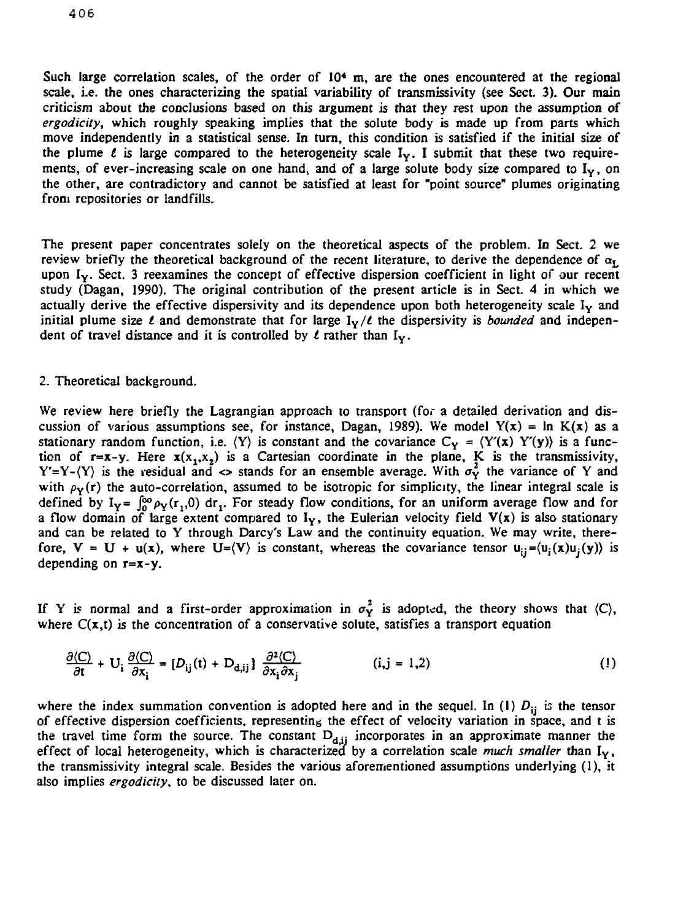Such large correlation scales, of the order of $10^4$ m, are the ones encountered at the regional scale, i.e. the ones characterizing the spatial variability of transmissivity (see Sect. 3). Our main criticism about the conclusions based on this argument is that they rest upon the assumption of *ergodicity*, which roughly speaking implies that the solute body is made up from parts which move independently in a statistical sense. In turn, this condition is satisfied if the initial size of the plume $\ell$ is large compared to the heterogeneity scale $I_Y$. I submit that these two requirements, of ever-increasing scale on one hand, and of a large solute body size compared to $I_Y$, on the other, are contradictory and cannot be satisfied at least for "point source" plumes originating from repositories or landfills.

The present paper concentrates solely on the theoretical aspects of the problem. In Sect. 2 we review briefly the theoretical background of the recent literature, to derive the dependence of $\alpha_L$ upon $I_Y$. Sect. 3 reexamines the concept of effective dispersion coefficient in light of our recent study (Dagan, 1990). The original contribution of the present article is in Sect. 4 in which we actually derive the effective dispersivity and its dependence upon both heterogeneity scale $I_Y$ and initial plume size $\ell$ and demonstrate that for large $I_Y/\ell$ the dispersivity is *bounded* and independent of travel distance and it is controlled by $\ell$ rather than $I_Y$.

## 2. Theoretical background.

We review here briefly the Lagrangian approach to transport (for a detailed derivation and discussion of various assumptions see, for instance, Dagan, 1989). We model $Y(\mathbf{x}) = \ln K(\mathbf{x})$ as a stationary random function, i.e. $\langle Y \rangle$ is constant and the covariance $C_Y = \langle Y'(\mathbf{x})\, Y'(\mathbf{y}) \rangle$ is a function of $\mathbf{r}=\mathbf{x}-\mathbf{y}$. Here $\mathbf{x}(x_1,x_2)$ is a Cartesian coordinate in the plane, $K$ is the transmissivity, $Y'=Y-\langle Y \rangle$ is the residual and $\langle\rangle$ stands for an ensemble average. With $\sigma_Y^2$ the variance of Y and with $\rho_Y(\mathbf{r})$ the auto-correlation, assumed to be isotropic for simplicity, the linear integral scale is defined by $I_Y = \int_0^\infty \rho_Y(r_1,0)\, dr_1$. For steady flow conditions, for an uniform average flow and for a flow domain of large extent compared to $I_Y$, the Eulerian velocity field $\mathbf{V}(\mathbf{x})$ is also stationary and can be related to Y through Darcy's Law and the continuity equation. We may write, therefore, $\mathbf{V} = \mathbf{U} + \mathbf{u}(\mathbf{x})$, where $\mathbf{U}=\langle \mathbf{V} \rangle$ is constant, whereas the covariance tensor $u_{ij}=\langle u_i(\mathbf{x}) u_j(\mathbf{y}) \rangle$ is depending on $\mathbf{r}=\mathbf{x}-\mathbf{y}$.

If Y is normal and a first-order approximation in $\sigma_Y^2$ is adopted, the theory shows that $\langle C \rangle$, where $C(\mathbf{x},t)$ is the concentration of a conservative solute, satisfies a transport equation

$$\frac{\partial \langle C \rangle}{\partial t} + U_i \frac{\partial \langle C \rangle}{\partial x_i} = [D_{ij}(t) + D_{d,ij}] \frac{\partial^2 \langle C \rangle}{\partial x_i \partial x_j} \qquad (i,j = 1,2) \tag{1}$$

where the index summation convention is adopted here and in the sequel. In (1) $D_{ij}$ is the tensor of effective dispersion coefficients, representing the effect of velocity variation in space, and t is the travel time form the source. The constant $D_{d,ij}$ incorporates in an approximate manner the effect of local heterogeneity, which is characterized by a correlation scale *much smaller* than $I_Y$, the transmissivity integral scale. Besides the various aforementioned assumptions underlying (1), it also implies *ergodicity*, to be discussed later on.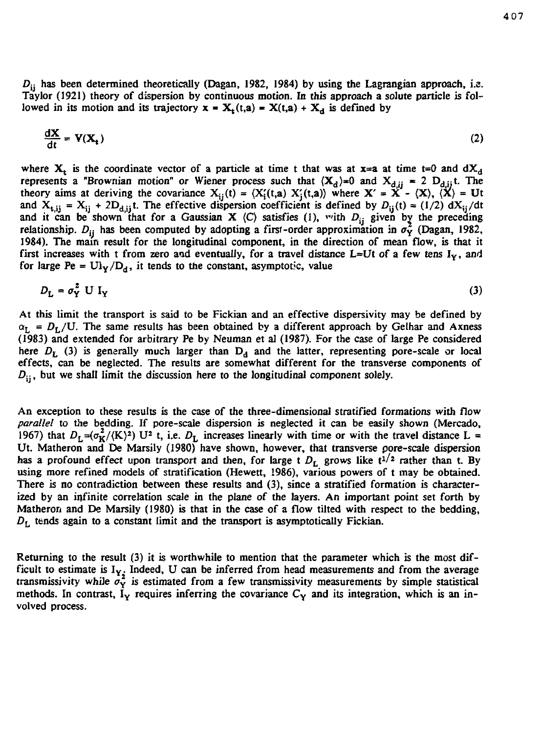$D_{ij}$ has been determined theoretically (Dagan, 1982, 1984) by using the Lagrangian approach, i.e. Taylor (1921) theory of dispersion by continuous motion. In this approach a solute particle is followed in its motion and its trajectory $\mathbf{x} = \mathbf{X}_t(t,\mathbf{a}) = \mathbf{X}(t,\mathbf{a}) + \mathbf{X}_d$ is defined by

$$\frac{d\mathbf{X}}{dt} = \mathbf{V}(\mathbf{X}_t) \tag{2}$$

where $\mathbf{X}_t$ is the coordinate vector of a particle at time t that was at $\mathbf{x}=\mathbf{a}$ at time t=0 and $d\mathbf{X}_d$ represents a "Brownian motion" or Wiener process such that $\langle \mathbf{X}_d \rangle = 0$ and $X_{d,ij} = 2\, D_{d,ij}\, t$. The theory aims at deriving the covariance $X_{ij}(t) = \langle X_i'(t,\mathbf{a})\, X_j'(t,\mathbf{a}) \rangle$ where $\mathbf{X}' = \mathbf{X} - \langle \mathbf{X} \rangle$, $\langle \mathbf{X} \rangle = \mathbf{U}t$ and $X_{t,ij} = X_{ij} + 2D_{d,ij}t$. The effective dispersion coefficient is defined by $D_{ij}(t) = (1/2)\, dX_{ij}/dt$ and it can be shown that for a Gaussian $\mathbf{X}$ $\langle C \rangle$ satisfies (1), with $D_{ij}$ given by the preceding relationship. $D_{ij}$ has been computed by adopting a first-order approximation in $\sigma_Y^2$ (Dagan, 1982, 1984). The main result for the longitudinal component, in the direction of mean flow, is that it first increases with t from zero and eventually, for a travel distance L=Ut of a few tens $I_Y$, and for large $Pe = UI_Y/D_d$, it tends to the constant, asymptotic, value

$$D_L = \sigma_Y^2\, U\, I_Y \tag{3}$$

At this limit the transport is said to be Fickian and an effective dispersivity may be defined by $\alpha_L = D_L/U$. The same results has been obtained by a different approach by Gelhar and Axness (1983) and extended for arbitrary Pe by Neuman et al (1987). For the case of large Pe considered here $D_L$ (3) is generally much larger than $D_d$ and the latter, representing pore-scale or local effects, can be neglected. The results are somewhat different for the transverse components of $D_{ij}$, but we shall limit the discussion here to the longitudinal component solely.

An exception to these results is the case of the three-dimensional stratified formations with flow *parallel* to the bedding. If pore-scale dispersion is neglected it can be easily shown (Mercado, 1967) that $D_L = (\sigma_K^2/\langle K \rangle^2)\, U^2\, t$, i.e. $D_L$ increases linearly with time or with the travel distance L = Ut. Matheron and De Marsily (1980) have shown, however, that transverse pore-scale dispersion has a profound effect upon transport and then, for large t $D_L$ grows like $t^{1/2}$ rather than t. By using more refined models of stratification (Hewett, 1986), various powers of t may be obtained. There is no contradiction between these results and (3), since a stratified formation is characterized by an infinite correlation scale in the plane of the layers. An important point set forth by Matheron and De Marsily (1980) is that in the case of a flow tilted with respect to the bedding, $D_L$ tends again to a constant limit and the transport is asymptotically Fickian.

Returning to the result (3) it is worthwhile to mention that the parameter which is the most difficult to estimate is $I_Y$. Indeed, U can be inferred from head measurements and from the average transmissivity while $\sigma_Y^2$ is estimated from a few transmissivity measurements by simple statistical methods. In contrast, $I_Y$ requires inferring the covariance $C_Y$ and its integration, which is an involved process.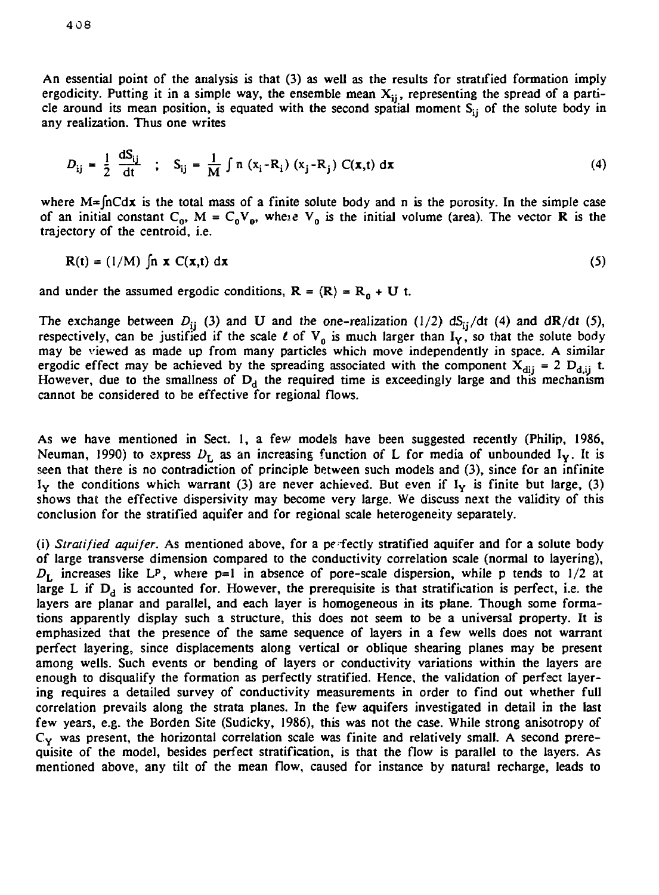An essential point of the analysis is that (3) as well as the results for stratified formation imply ergodicity. Putting it in a simple way, the ensemble mean $X_{ij}$, representing the spread of a particle around its mean position, is equated with the second spatial moment $S_{ij}$ of the solute body in any realization. Thus one writes

$$D_{ij} = \frac{1}{2}\frac{dS_{ij}}{dt} \quad ; \quad S_{ij} = \frac{1}{M}\int n\,(x_i - R_i)\,(x_j - R_j)\,C(\mathbf{x},t)\,d\mathbf{x} \tag{4}$$

where $M = \int nC d\mathbf{x}$ is the total mass of a finite solute body and n is the porosity. In the simple case of an initial constant $C_0$, $M = C_0 V_0$, where $V_0$ is the initial volume (area). The vector $\mathbf{R}$ is the trajectory of the centroid, i.e.

$$\mathbf{R}(t) = (1/M)\int n\,\mathbf{x}\,C(\mathbf{x},t)\,d\mathbf{x} \tag{5}$$

and under the assumed ergodic conditions, $\mathbf{R} = \langle \mathbf{R} \rangle = \mathbf{R}_0 + \mathbf{U}\,t$.

The exchange between $D_{ij}$ (3) and $\mathbf{U}$ and the one-realization $(1/2)\,dS_{ij}/dt$ (4) and $d\mathbf{R}/dt$ (5), respectively, can be justified if the scale $\ell$ of $V_0$ is much larger than $I_Y$, so that the solute body may be viewed as made up from many particles which move independently in space. A similar ergodic effect may be achieved by the spreading associated with the component $X_{dij} = 2\,D_{d,ij}\,t$. However, due to the smallness of $D_d$ the required time is exceedingly large and this mechanism cannot be considered to be effective for regional flows.

As we have mentioned in Sect. 1, a few models have been suggested recently (Philip, 1986, Neuman, 1990) to express $D_L$ as an increasing function of L for media of unbounded $I_Y$. It is seen that there is no contradiction of principle between such models and (3), since for an infinite $I_Y$ the conditions which warrant (3) are never achieved. But even if $I_Y$ is finite but large, (3) shows that the effective dispersivity may become very large. We discuss next the validity of this conclusion for the stratified aquifer and for regional scale heterogeneity separately.

(i) *Stratified aquifer.* As mentioned above, for a perfectly stratified aquifer and for a solute body of large transverse dimension compared to the conductivity correlation scale (normal to layering), $D_L$ increases like $L^p$, where p=1 in absence of pore-scale dispersion, while p tends to 1/2 at large L if $D_d$ is accounted for. However, the prerequisite is that stratification is perfect, i.e. the layers are planar and parallel, and each layer is homogeneous in its plane. Though some formations apparently display such a structure, this does not seem to be a universal property. It is emphasized that the presence of the same sequence of layers in a few wells does not warrant perfect layering, since displacements along vertical or oblique shearing planes may be present among wells. Such events or bending of layers or conductivity variations within the layers are enough to disqualify the formation as perfectly stratified. Hence, the validation of perfect layering requires a detailed survey of conductivity measurements in order to find out whether full correlation prevails along the strata planes. In the few aquifers investigated in detail in the last few years, e.g. the Borden Site (Sudicky, 1986), this was not the case. While strong anisotropy of $C_Y$ was present, the horizontal correlation scale was finite and relatively small. A second prerequisite of the model, besides perfect stratification, is that the flow is parallel to the layers. As mentioned above, any tilt of the mean flow, caused for instance by natural recharge, leads to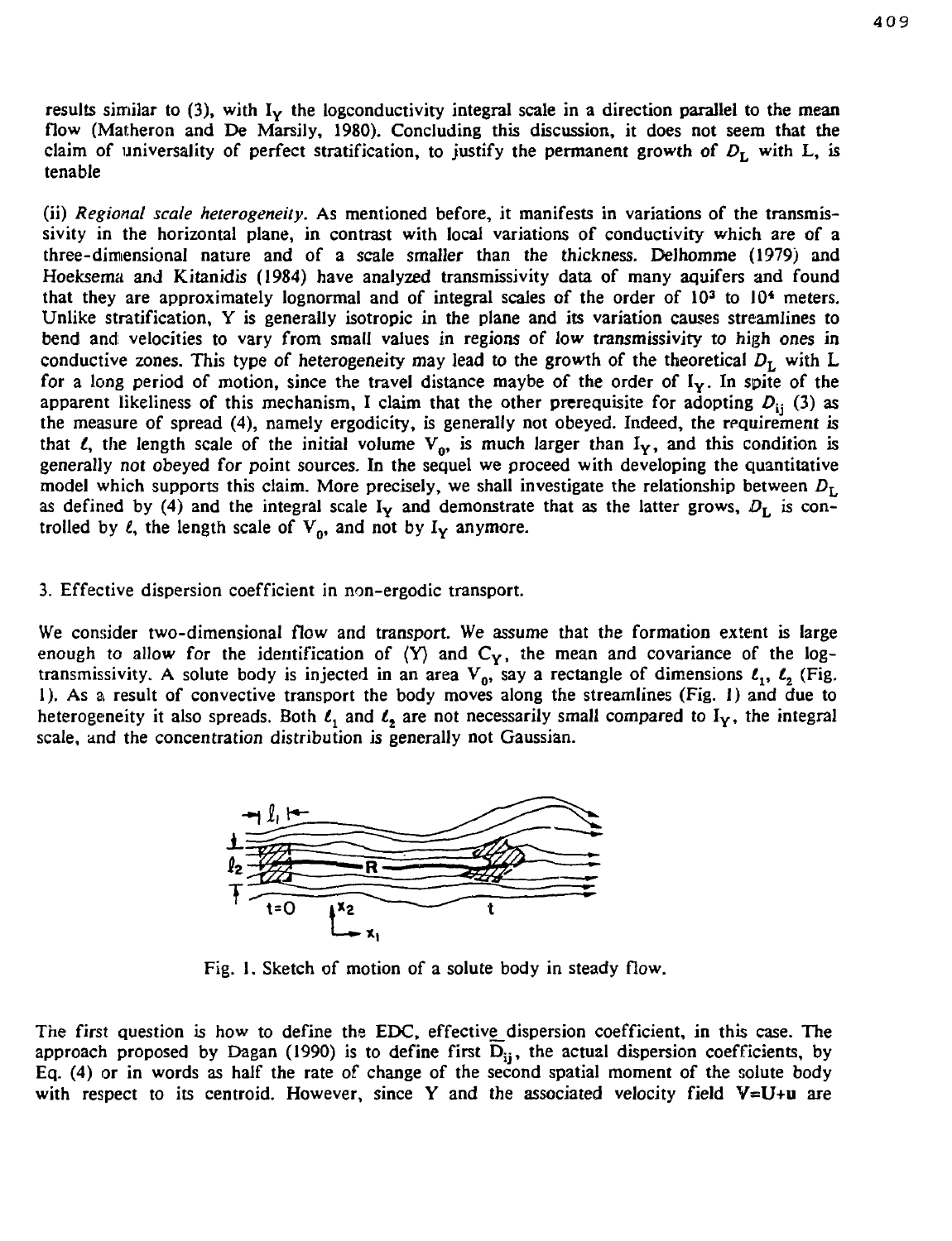results similar to (3), with $I_Y$ the logconductivity integral scale in a direction parallel to the mean flow (Matheron and De Marsily, 1980). Concluding this discussion, it does not seem that the claim of universality of perfect stratification, to justify the permanent growth of $D_L$ with L, is tenable

(ii) *Regional scale heterogeneity.* As mentioned before, it manifests in variations of the transmissivity in the horizontal plane, in contrast with local variations of conductivity which are of a three-dimensional nature and of a scale smaller than the thickness. Delhomme (1979) and Hoeksema and Kitanidis (1984) have analyzed transmissivity data of many aquifers and found that they are approximately lognormal and of integral scales of the order of $10^3$ to $10^4$ meters. Unlike stratification, Y is generally isotropic in the plane and its variation causes streamlines to bend and velocities to vary from small values in regions of low transmissivity to high ones in conductive zones. This type of heterogeneity may lead to the growth of the theoretical $D_L$ with L for a long period of motion, since the travel distance maybe of the order of $I_Y$. In spite of the apparent likeliness of this mechanism, I claim that the other prerequisite for adopting $D_{ij}$ (3) as the measure of spread (4), namely ergodicity, is generally not obeyed. Indeed, the requirement is that $\ell$, the length scale of the initial volume $V_0$, is much larger than $I_Y$, and this condition is generally not obeyed for point sources. In the sequel we proceed with developing the quantitative model which supports this claim. More precisely, we shall investigate the relationship between $D_L$ as defined by (4) and the integral scale $I_Y$ and demonstrate that as the latter grows, $D_L$ is controlled by $\ell$, the length scale of $V_0$, and not by $I_Y$ anymore.

## 3. Effective dispersion coefficient in non-ergodic transport.

We consider two-dimensional flow and transport. We assume that the formation extent is large enough to allow for the identification of $\langle Y \rangle$ and $C_Y$, the mean and covariance of the log-transmissivity. A solute body is injected in an area $V_0$, say a rectangle of dimensions $\ell_1$, $\ell_2$ (Fig. 1). As a result of convective transport the body moves along the streamlines (Fig. 1) and due to heterogeneity it also spreads. Both $\ell_1$ and $\ell_2$ are not necessarily small compared to $I_Y$, the integral scale, and the concentration distribution is generally not Gaussian.

Fig. 1. Sketch of motion of a solute body in steady flow.

The first question is how to define the EDC, effective dispersion coefficient, in this case. The approach proposed by Dagan (1990) is to define first $\overline{D}_{ij}$, the actual dispersion coefficients, by Eq. (4) or in words as half the rate of change of the second spatial moment of the solute body with respect to its centroid. However, since Y and the associated velocity field $V=U+u$ are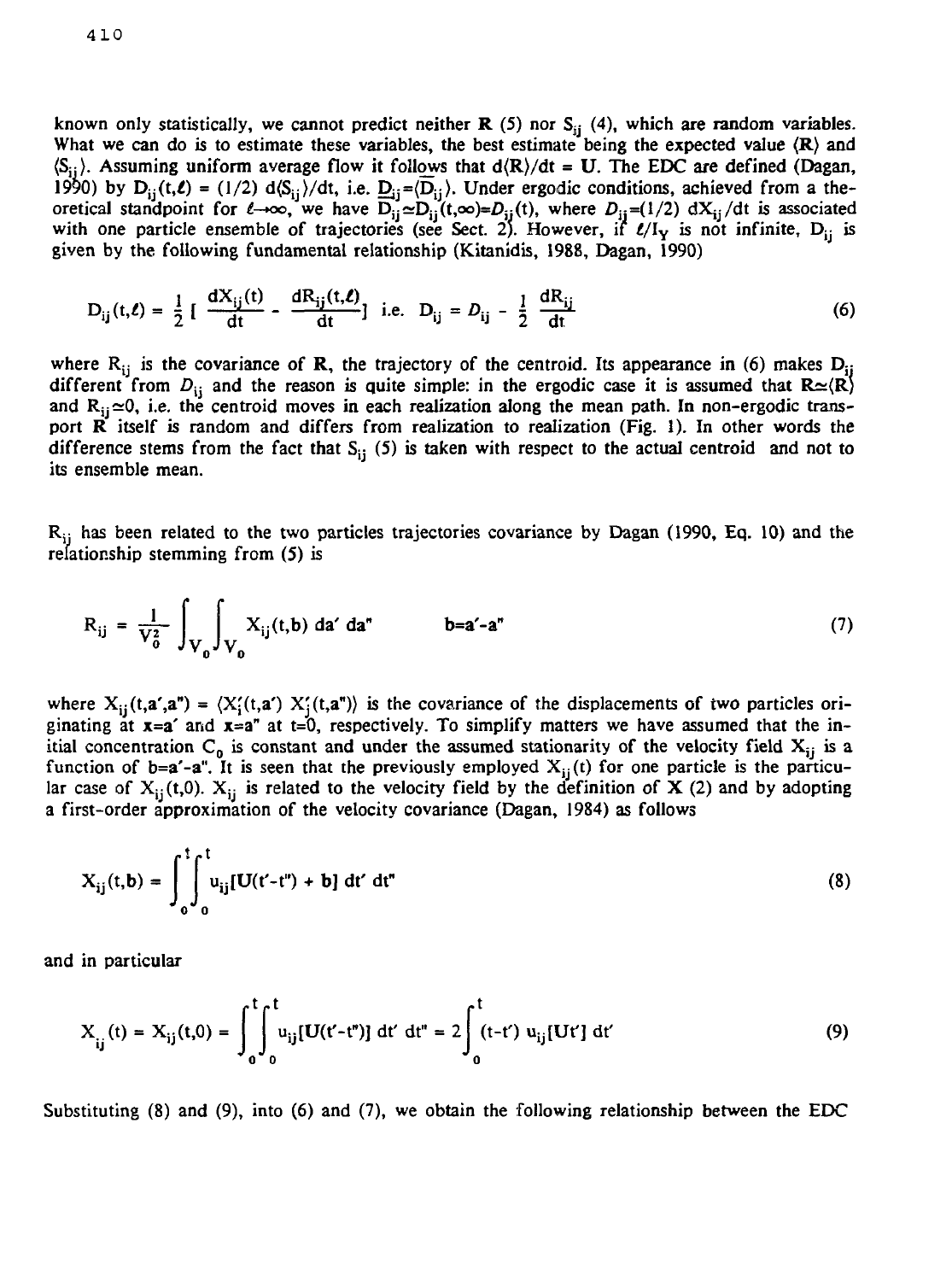known only statistically, we cannot predict neither $\mathbf{R}$ (5) nor $S_{ij}$ (4), which are random variables. What we can do is to estimate these variables, the best estimate being the expected value $\langle \mathbf{R} \rangle$ and $\langle S_{ij} \rangle$. Assuming uniform average flow it follows that $d\langle \mathbf{R} \rangle/dt = \mathbf{U}$. The EDC are defined (Dagan, 1990) by $D_{ij}(t,\ell) = (1/2)\, d\langle S_{ij} \rangle/dt$, i.e. $\underline{D}_{ij} = \langle D_{ij} \rangle$. Under ergodic conditions, achieved from a theoretical standpoint for $\ell \to \infty$, we have $D_{ij} \simeq D_{ij}(t,\infty) = \mathcal{D}_{ij}(t)$, where $\mathcal{D}_{ij} = (1/2)\, dX_{ij}/dt$ is associated with one particle ensemble of trajectories (see Sect. 2). However, if $\ell/I_Y$ is not infinite, $D_{ij}$ is given by the following fundamental relationship (Kitanidis, 1988, Dagan, 1990)

$$D_{ij}(t,\ell) = \frac{1}{2}\left[\frac{dX_{ij}(t)}{dt} - \frac{dR_{ij}(t,\ell)}{dt}\right] \quad \text{i.e.} \quad D_{ij} = \mathcal{D}_{ij} - \frac{1}{2}\frac{dR_{ij}}{dt} \tag{6}$$

where $R_{ij}$ is the covariance of $\mathbf{R}$, the trajectory of the centroid. Its appearance in (6) makes $D_{ij}$ different from $\mathcal{D}_{ij}$ and the reason is quite simple: in the ergodic case it is assumed that $\mathbf{R} \simeq \langle \mathbf{R} \rangle$ and $R_{ij} \simeq 0$, i.e. the centroid moves in each realization along the mean path. In non-ergodic transport $\mathbf{R}$ itself is random and differs from realization to realization (Fig. 1). In other words the difference stems from the fact that $S_{ij}$ (5) is taken with respect to the actual centroid and not to its ensemble mean.

$R_{ij}$ has been related to the two particles trajectories covariance by Dagan (1990, Eq. 10) and the relationship stemming from (5) is

$$R_{ij} = \frac{1}{V_0^2}\int_{V_0}\int_{V_0} X_{ij}(t,\mathbf{b})\, d\mathbf{a}'\, d\mathbf{a}'' \qquad \mathbf{b} = \mathbf{a}' - \mathbf{a}'' \tag{7}$$

where $X_{ij}(t,\mathbf{a}',\mathbf{a}'') = \langle X_i'(t,\mathbf{a}')\, X_j'(t,\mathbf{a}'') \rangle$ is the covariance of the displacements of two particles originating at $\mathbf{x}=\mathbf{a}'$ and $\mathbf{x}=\mathbf{a}''$ at $t=0$, respectively. To simplify matters we have assumed that the initial concentration $C_0$ is constant and under the assumed stationarity of the velocity field $X_{ij}$ is a function of $\mathbf{b}=\mathbf{a}'-\mathbf{a}''$. It is seen that the previously employed $X_{ij}(t)$ for one particle is the particular case of $X_{ij}(t,0)$. $X_{ij}$ is related to the velocity field by the definition of $\mathbf{X}$ (2) and by adopting a first-order approximation of the velocity covariance (Dagan, 1984) as follows

$$X_{ij}(t,\mathbf{b}) = \int_0^t\int_0^t u_{ij}[\mathbf{U}(t'-t'') + \mathbf{b}]\, dt'\, dt'' \tag{8}$$

and in particular

$$X_{ij}(t) = X_{ij}(t,0) = \int_0^t\int_0^t u_{ij}[\mathbf{U}(t'-t'')]\, dt'\, dt'' = 2\int_0^t (t-t')\, u_{ij}[\mathbf{U}t']\, dt' \tag{9}$$

Substituting (8) and (9), into (6) and (7), we obtain the following relationship between the EDC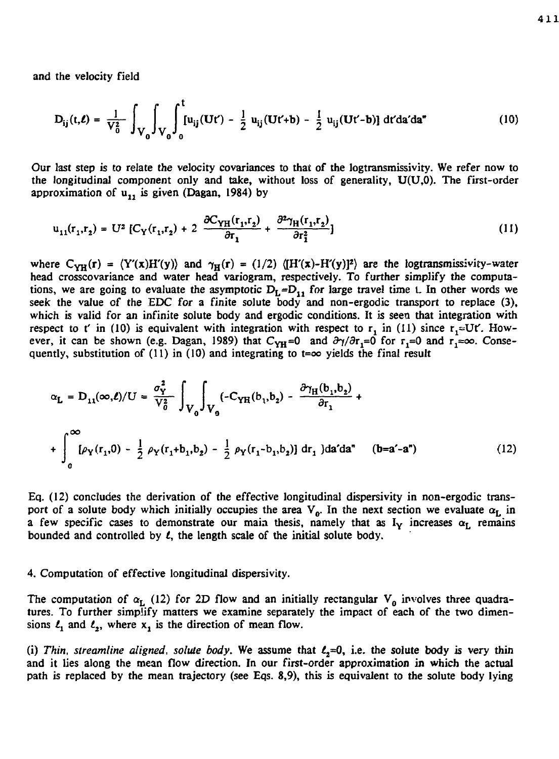and the velocity field

$$D_{ij}(t,\ell) = \frac{1}{V_0^2} \int_{V_0} \int_{V_0} \int_0^t [u_{ij}(Ut') - \frac{1}{2}\, u_{ij}(Ut'+b) - \frac{1}{2}\, u_{ij}(Ut'-b)]\, dt' da' da'' \tag{10}$$

Our last step is to relate the velocity covariances to that of the logtransmissivity. We refer now to the longitudinal component only and take, without loss of generality, U(U,0). The first-order approximation of $u_{11}$ is given (Dagan, 1984) by

$$u_{11}(r_1,r_2) = U^2\, [C_Y(r_1,r_2) + 2\, \frac{\partial C_{YH}(r_1,r_2)}{\partial r_1} + \frac{\partial^2 \gamma_H(r_1,r_2)}{\partial r_1^2}] \tag{11}$$

where $C_{YH}(\mathbf{r}) = \langle Y'(\mathbf{x})H'(\mathbf{y})\rangle$ and $\gamma_H(\mathbf{r}) = (1/2)\, \langle [H'(\mathbf{x})-H'(\mathbf{y})]^2\rangle$ are the logtransmissivity-water head crosscovariance and water head variogram, respectively. To further simplify the computations, we are going to evaluate the asymptotic $D_L$=$D_{11}$ for large travel time t. In other words we seek the value of the EDC for a finite solute body and non-ergodic transport to replace (3), which is valid for an infinite solute body and ergodic conditions. It is seen that integration with respect to t' in (10) is equivalent with integration with respect to $r_1$ in (11) since $r_1$=Ut'. However, it can be shown (e.g. Dagan, 1989) that $C_{YH}$=0 and $\partial\gamma/\partial r_1$=0 for $r_1$=0 and $r_1$=∞. Consequently, substitution of (11) in (10) and integrating to t=∞ yields the final result

$$\alpha_L = D_{11}(\infty,\ell)/U = \frac{\sigma_Y^2}{V_0^2} \int_{V_0} \int_{V_0} (-C_{YH}(b_1,b_2) - \frac{\partial \gamma_H(b_1,b_2)}{\partial r_1} + \int_0^\infty [\rho_Y(r_1,0) - \frac{1}{2}\, \rho_Y(r_1+b_1,b_2) - \frac{1}{2}\, \rho_Y(r_1-b_1,b_2)]\, dr_1\, )da'da'' \quad (b=a'-a'') \tag{12}$$

Eq. (12) concludes the derivation of the effective longitudinal dispersivity in non-ergodic transport of a solute body which initially occupies the area $V_0$. In the next section we evaluate $\alpha_L$ in a few specific cases to demonstrate our main thesis, namely that as $I_Y$ increases $\alpha_L$ remains bounded and controlled by $\ell$, the length scale of the initial solute body.

## 4. Computation of effective longitudinal dispersivity.

The computation of $\alpha_L$ (12) for 2D flow and an initially rectangular $V_0$ involves three quadratures. To further simplify matters we examine separately the impact of each of the two dimensions $\ell_1$ and $\ell_2$, where $x_1$ is the direction of mean flow.

(i) *Thin, streamline aligned, solute body.* We assume that $\ell_2$=0, i.e. the solute body is very thin and it lies along the mean flow direction. In our first-order approximation in which the actual path is replaced by the mean trajectory (see Eqs. 8,9), this is equivalent to the solute body lying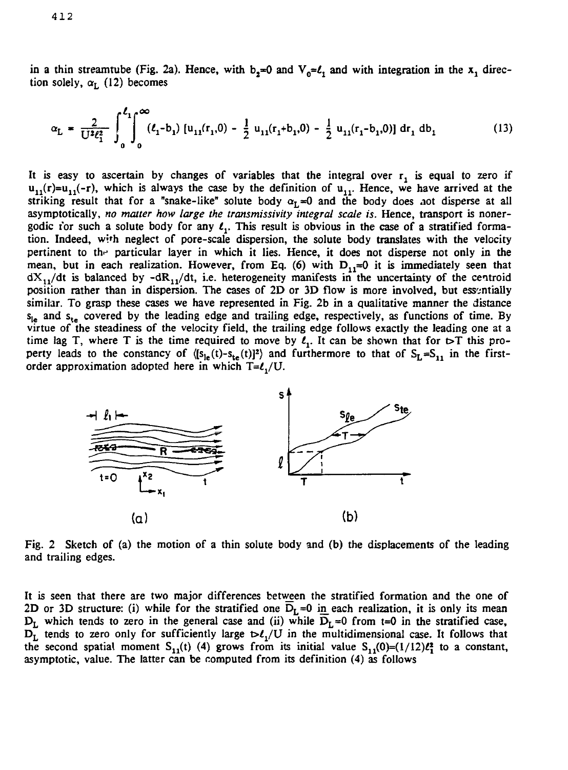in a thin streamtube (Fig. 2a). Hence, with $b_2=0$ and $V_0=\ell_1$ and with integration in the $x_1$ direction solely, $\alpha_L$ (12) becomes

$$\alpha_L = \frac{2}{U^2\ell_1^2}\int_0^{\ell_1}\int_0^{\infty}(\ell_1-b_1)\,[u_{11}(r_1,0) - \frac{1}{2}\,u_{11}(r_1+b_1,0) - \frac{1}{2}\,u_{11}(r_1-b_1,0)]\,dr_1\,db_1 \tag{13}$$

It is easy to ascertain by changes of variables that the integral over $r_1$ is equal to zero if $u_{11}(r)=u_{11}(-r)$, which is always the case by the definition of $u_{11}$. Hence, we have arrived at the striking result that for a "snake-like" solute body $\alpha_L=0$ and the body does not disperse at all asymptotically, *no matter how large the transmissivity integral scale is*. Hence, transport is nonergodic for such a solute body for any $\ell_1$. This result is obvious in the case of a stratified formation. Indeed, with neglect of pore-scale dispersion, the solute body translates with the velocity pertinent to the particular layer in which it lies. Hence, it does not disperse not only in the mean, but in each realization. However, from Eq. (6) with $D_{11}=0$ it is immediately seen that $dX_{11}/dt$ is balanced by $-dR_{11}/dt$, i.e. heterogeneity manifests in the uncertainty of the centroid position rather than in dispersion. The cases of 2D or 3D flow is more involved, but essentially similar. To grasp these cases we have represented in Fig. 2b in a qualitative manner the distance $s_{le}$ and $s_{te}$ covered by the leading edge and trailing edge, respectively, as functions of time. By virtue of the steadiness of the velocity field, the trailing edge follows exactly the leading one at a time lag T, where T is the time required to move by $\ell_1$. It can be shown that for $t>T$ this property leads to the constancy of $\langle[s_{le}(t)-s_{te}(t)]^2\rangle$ and furthermore to that of $S_L=S_{11}$ in the first-order approximation adopted here in which $T=\ell_1/U$.

Fig. 2 Sketch of (a) the motion of a thin solute body and (b) the displacements of the leading and trailing edges.

It is seen that there are two major differences between the stratified formation and the one of 2D or 3D structure: (i) while for the stratified one $\overline{D}_L=0$ in each realization, it is only its mean $D_L$ which tends to zero in the general case and (ii) while $\overline{D}_L=0$ from $t=0$ in the stratified case, $D_L$ tends to zero only for sufficiently large $t>\ell_1/U$ in the multidimensional case. It follows that the second spatial moment $S_{11}(t)$ (4) grows from its initial value $S_{11}(0)=(1/12)\ell_1^2$ to a constant, asymptotic, value. The latter can be computed from its definition (4) as follows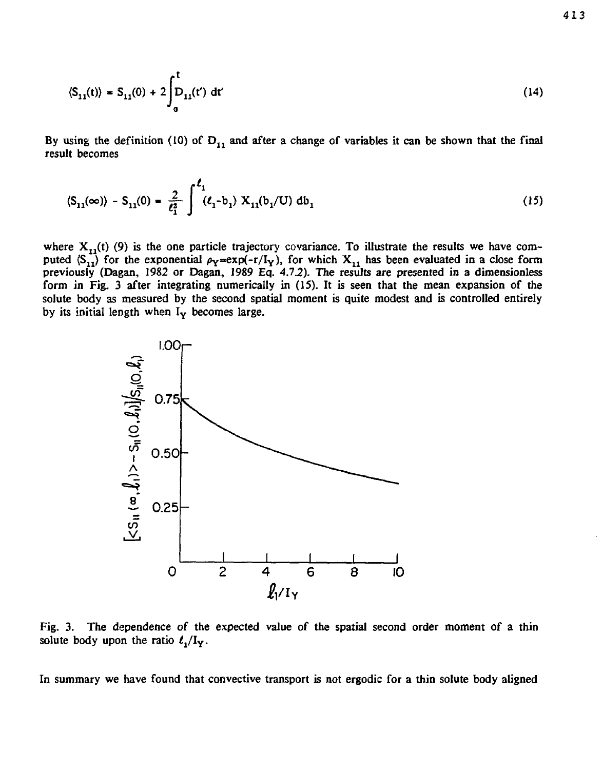$$\langle S_{11}(t)\rangle = S_{11}(0) + 2\int_0^t D_{11}(t')\,dt' \tag{14}$$

By using the definition (10) of $D_{11}$ and after a change of variables it can be shown that the final result becomes

$$\langle S_{11}(\infty)\rangle - S_{11}(0) = \frac{2}{\ell_1^2}\int^{\ell_1} (\ell_1 - b_1)\, X_{11}(b_1/U)\, db_1 \tag{15}$$

where $X_{11}(t)$ (9) is the one particle trajectory covariance. To illustrate the results we have computed $\langle S_{11}\rangle$ for the exponential $\rho_Y = \exp(-r/I_Y)$, for which $X_{11}$ has been evaluated in a close form previously (Dagan, 1982 or Dagan, 1989 Eq. 4.7.2). The results are presented in a dimensionless form in Fig. 3 after integrating numerically in (15). It is seen that the mean expansion of the solute body as measured by the second spatial moment is quite modest and is controlled entirely by its initial length when $I_Y$ becomes large.

Fig. 3. The dependence of the expected value of the spatial second order moment of a thin solute body upon the ratio $\ell_1/I_Y$.

In summary we have found that convective transport is not ergodic for a thin solute body aligned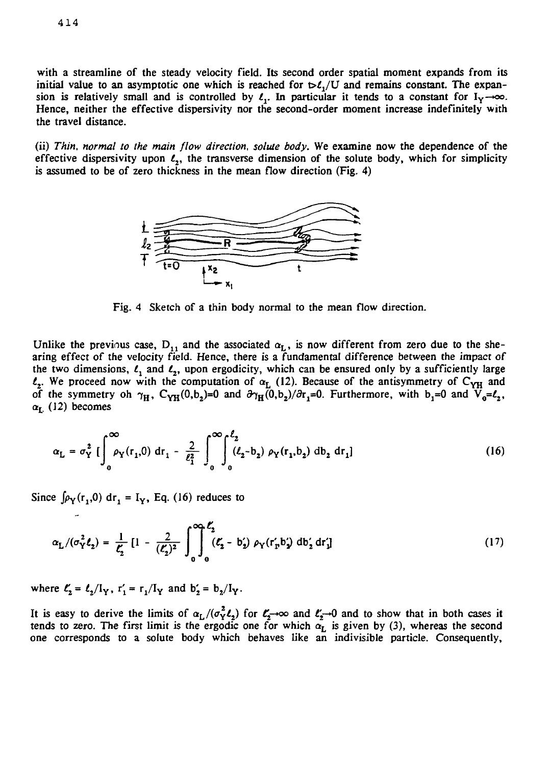with a streamline of the steady velocity field. Its second order spatial moment expands from its initial value to an asymptotic one which is reached for $t \gg \ell_1/U$ and remains constant. The expansion is relatively small and is controlled by $\ell_1$. In particular it tends to a constant for $I_Y \to \infty$. Hence, neither the effective dispersivity nor the second-order moment increase indefinitely with the travel distance.

(ii) *Thin, normal to the main flow direction, solute body.* We examine now the dependence of the effective dispersivity upon $\ell_2$, the transverse dimension of the solute body, which for simplicity is assumed to be of zero thickness in the mean flow direction (Fig. 4)

Fig. 4 Sketch of a thin body normal to the mean flow direction.

Unlike the previous case, $D_{11}$ and the associated $\alpha_L$, is now different from zero due to the shearing effect of the velocity field. Hence, there is a fundamental difference between the impact of the two dimensions, $\ell_1$ and $\ell_2$, upon ergodicity, which can be ensured only by a sufficiently large $\ell_2$. We proceed now with the computation of $\alpha_L$ (12). Because of the antisymmetry of $C_{YH}$ and of the symmetry oh $\gamma_H$, $C_{YH}(0,b_2)=0$ and $\partial\gamma_H(0,b_2)/\partial r_1=0$. Furthermore, with $b_1=0$ and $V_0=\ell_2$, $\alpha_L$ (12) becomes

$$\alpha_L = \sigma_Y^2 \left[ \int_0^\infty \rho_Y(r_1,0)\, dr_1 - \frac{2}{\ell_1^2} \int_0^\infty \int_0^{\ell_2} (\ell_2 - b_2)\, \rho_Y(r_1,b_2)\, db_2\, dr_1 \right] \tag{16}$$

Since $\int \rho_Y(r_1,0)\, dr_1 = I_Y$, Eq. (16) reduces to

$$\alpha_L/(\sigma_Y^2 \ell_2) = \frac{1}{\ell_2'} \left[ 1 - \frac{2}{(\ell_2')^2} \int_0^\infty \int_0^{\ell_2'} (\ell_2' - b_2')\, \rho_Y(r_1',b_2')\, db_2'\, dr_1' \right] \tag{17}$$

where $\ell_2' = \ell_2/I_Y$, $r_1' = r_1/I_Y$ and $b_2' = b_2/I_Y$.

It is easy to derive the limits of $\alpha_L/(\sigma_Y^2 \ell_2)$ for $\ell_2' \to \infty$ and $\ell_2' \to 0$ and to show that in both cases it tends to zero. The first limit is the ergodic one for which $\alpha_L$ is given by (3), whereas the second one corresponds to a solute body which behaves like an indivisible particle. Consequently,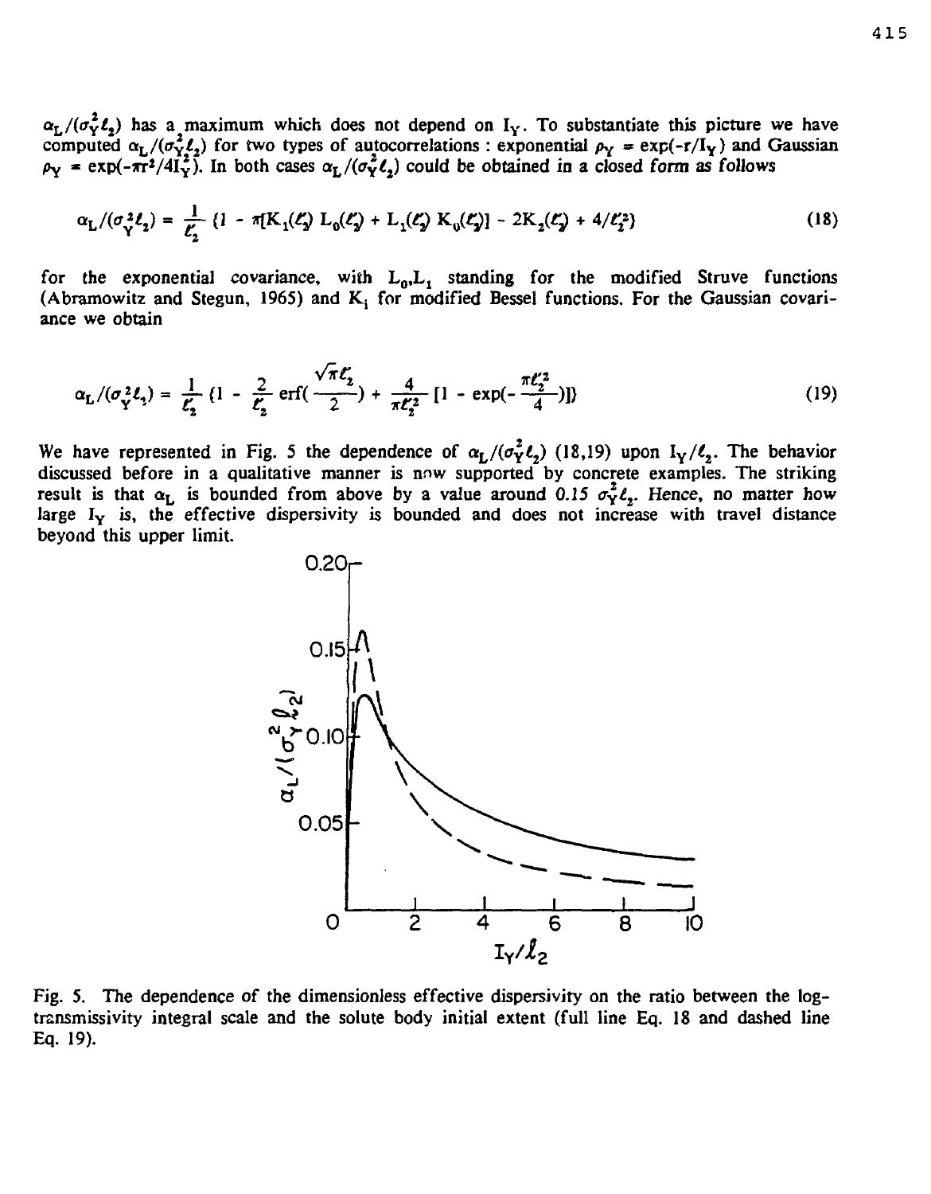$\alpha_L/(\sigma_Y^2 \ell_2)$ has a maximum which does not depend on $I_Y$. To substantiate this picture we have computed $\alpha_L/(\sigma_Y^2 \ell_2)$ for two types of autocorrelations : exponential $\rho_Y = \exp(-r/I_Y)$ and Gaussian $\rho_Y = \exp(-\pi r^2/4I_Y^2)$. In both cases $\alpha_L/(\sigma_Y^2 \ell_2)$ could be obtained in a closed form as follows

$$\alpha_L/(\sigma_Y^2 \ell_2) = \frac{1}{\ell_2'} \{1 - \pi[K_1(\ell_2') L_0(\ell_2') + L_1(\ell_2') K_0(\ell_2')] - 2K_2(\ell_2') + 4/\ell_2'^2\} \tag{18}$$

for the exponential covariance, with $L_0, L_1$ standing for the modified Struve functions (Abramowitz and Stegun, 1965) and $K_i$ for modified Bessel functions. For the Gaussian covariance we obtain

$$\alpha_L/(\sigma_Y^2 \ell_2) = \frac{1}{\ell_2'} \{1 - \frac{2}{\ell_2'} \mathrm{erf}(\frac{\sqrt{\pi}\ell_2'}{2}) + \frac{4}{\pi \ell_2'^2} [1 - \exp(-\frac{\pi \ell_2'^2}{4})]\} \tag{19}$$

We have represented in Fig. 5 the dependence of $\alpha_L/(\sigma_Y^2 \ell_2)$ (18,19) upon $I_Y/\ell_2$. The behavior discussed before in a qualitative manner is now supported by concrete examples. The striking result is that $\alpha_L$ is bounded from above by a value around *0.15* $\sigma_Y^2 \ell_2$. *Hence,* no matter how large $I_Y$ is, the effective dispersivity is bounded and does not increase with travel distance beyond this upper limit.

Fig. 5. The dependence of the dimensionless effective dispersivity on the ratio between the log-transmissivity integral scale and the solute body initial extent (full line Eq. 18 and dashed line Eq. 19).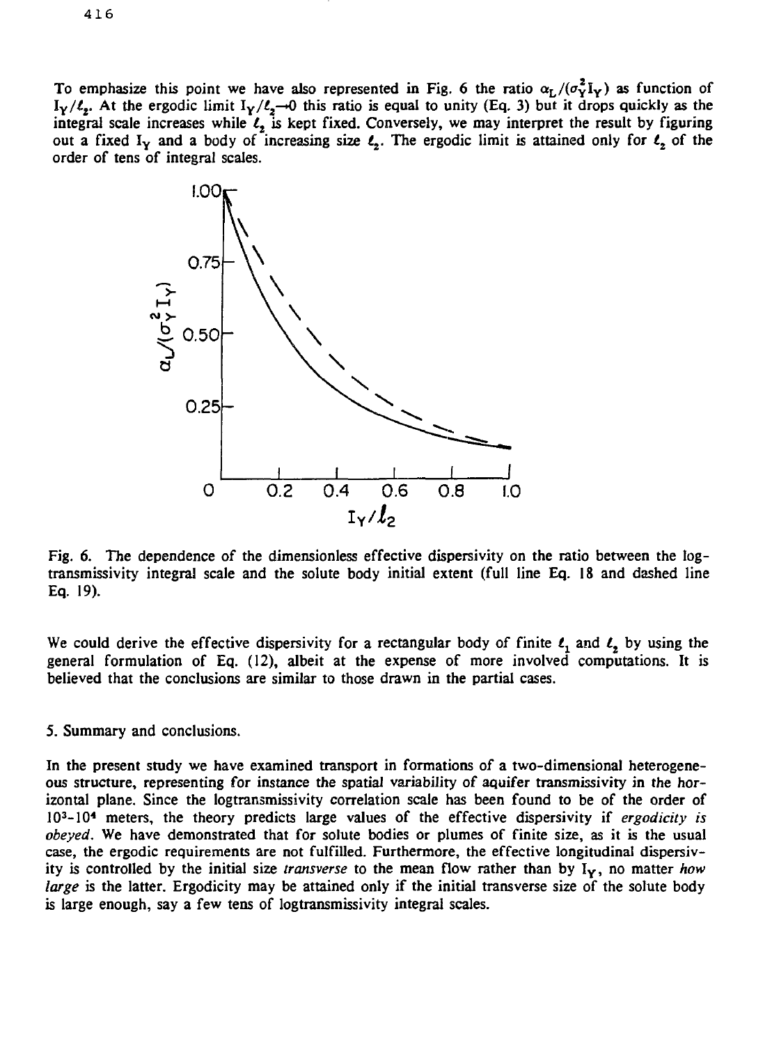To emphasize this point we have also represented in Fig. 6 the ratio $\alpha_L/(\sigma_Y^2 I_Y)$ as function of $I_Y/\ell_2$. At the ergodic limit $I_Y/\ell_2 \to 0$ this ratio is equal to unity (Eq. 3) but it drops quickly as the integral scale increases while $\ell_2$ is kept fixed. Conversely, we may interpret the result by figuring out a fixed $I_Y$ and a body of increasing size $\ell_2$. The ergodic limit is attained only for $\ell_2$ of the order of tens of integral scales.

Fig. 6. The dependence of the dimensionless effective dispersivity on the ratio between the log-transmissivity integral scale and the solute body initial extent (full line Eq. 18 and dashed line Eq. 19).

We could derive the effective dispersivity for a rectangular body of finite $\ell_1$ and $\ell_2$ by using the general formulation of Eq. (12), albeit at the expense of more involved computations. It is believed that the conclusions are similar to those drawn in the partial cases.

## 5. Summary and conclusions.

In the present study we have examined transport in formations of a two-dimensional heterogeneous structure, representing for instance the spatial variability of aquifer transmissivity in the horizontal plane. Since the logtransmissivity correlation scale has been found to be of the order of $10^3$-$10^4$ meters, the theory predicts large values of the effective dispersivity if *ergodicity is obeyed*. We have demonstrated that for solute bodies or plumes of finite size, as it is the usual case, the ergodic requirements are not fulfilled. Furthermore, the effective longitudinal dispersivity is controlled by the initial size *transverse* to the mean flow rather than by $I_Y$, no matter *how large* is the latter. Ergodicity may be attained only if the initial transverse size of the solute body is large enough, say a few tens of logtransmissivity integral scales.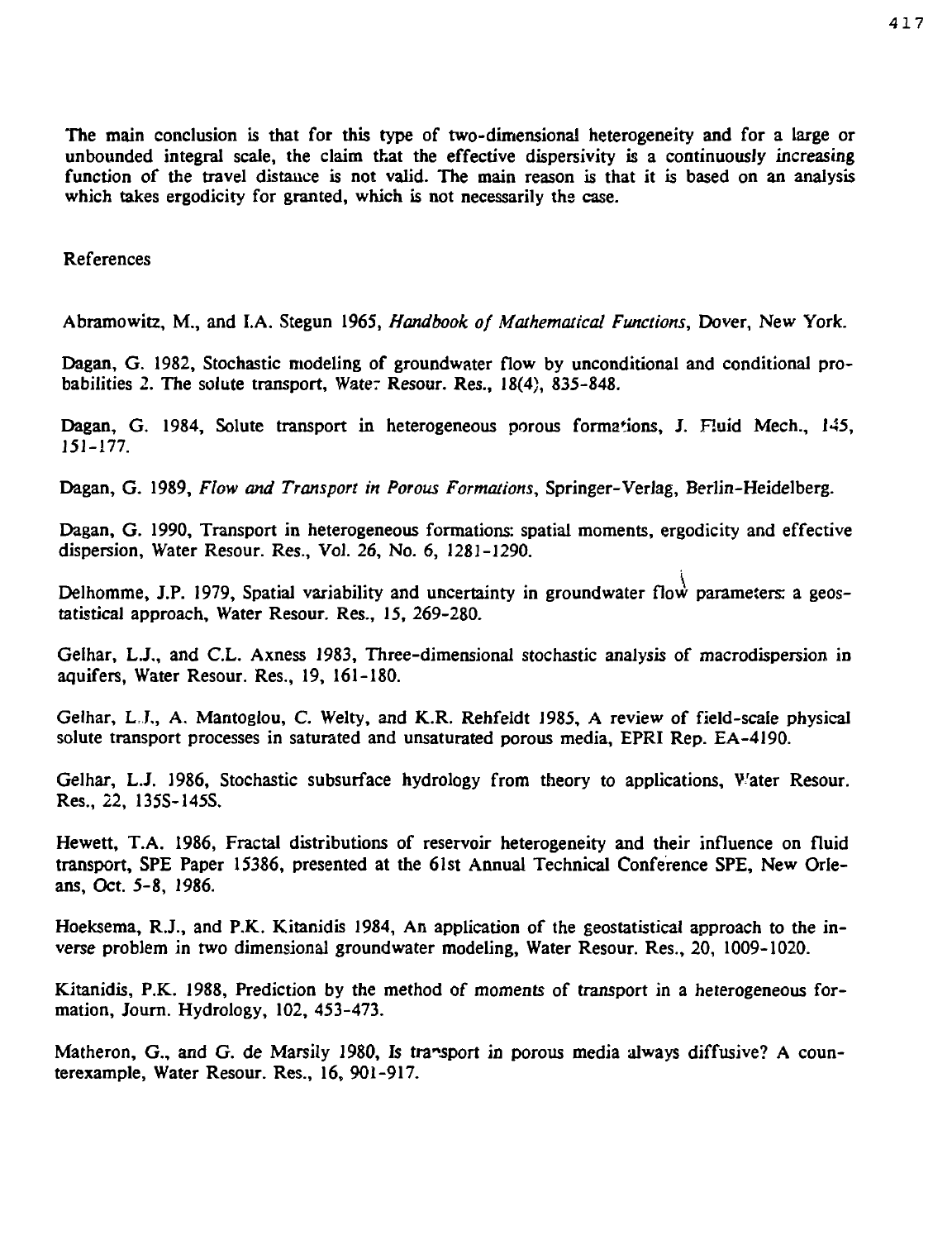The main conclusion is that for this type of two-dimensional heterogeneity and for a large or unbounded integral scale, the claim that the effective dispersivity is a continuously increasing function of the travel distance is not valid. The main reason is that it is based on an analysis which takes ergodicity for granted, which is not necessarily the case.

## References

Abramowitz, M., and I.A. Stegun 1965, *Handbook of Mathematical Functions*, Dover, New York.

Dagan, G. 1982, Stochastic modeling of groundwater flow by unconditional and conditional probabilities 2. The solute transport, Water Resour. Res., 18(4), 835-848.

Dagan, G. 1984, Solute transport in heterogeneous porous formations, J. Fluid Mech., 145, 151-177.

Dagan, G. 1989, *Flow and Transport in Porous Formations*, Springer-Verlag, Berlin-Heidelberg.

Dagan, G. 1990, Transport in heterogeneous formations: spatial moments, ergodicity and effective dispersion, Water Resour. Res., Vol. 26, No. 6, 1281-1290.

Delhomme, J.P. 1979, Spatial variability and uncertainty in groundwater flow parameters: a geostatistical approach, Water Resour. Res., 15, 269-280.

Gelhar, L.J., and C.L. Axness 1983, Three-dimensional stochastic analysis of macrodispersion in aquifers, Water Resour. Res., 19, 161-180.

Gelhar, L.J., A. Mantoglou, C. Welty, and K.R. Rehfeldt 1985, A review of field-scale physical solute transport processes in saturated and unsaturated porous media, EPRI Rep. EA-4190.

Gelhar, L.J. 1986, Stochastic subsurface hydrology from theory to applications, Water Resour. Res., 22, 135S-145S.

Hewett, T.A. 1986, Fractal distributions of reservoir heterogeneity and their influence on fluid transport, SPE Paper 15386, presented at the 61st Annual Technical Conference SPE, New Orleans, Oct. 5-8, 1986.

Hoeksema, R.J., and P.K. Kitanidis 1984, An application of the geostatistical approach to the inverse problem in two dimensional groundwater modeling, Water Resour. Res., 20, 1009-1020.

Kitanidis, P.K. 1988, Prediction by the method of moments of transport in a heterogeneous formation, Journ. Hydrology, 102, 453-473.

Matheron, G., and G. de Marsily 1980, Is transport in porous media always diffusive? A counterexample, Water Resour. Res., 16, 901-917.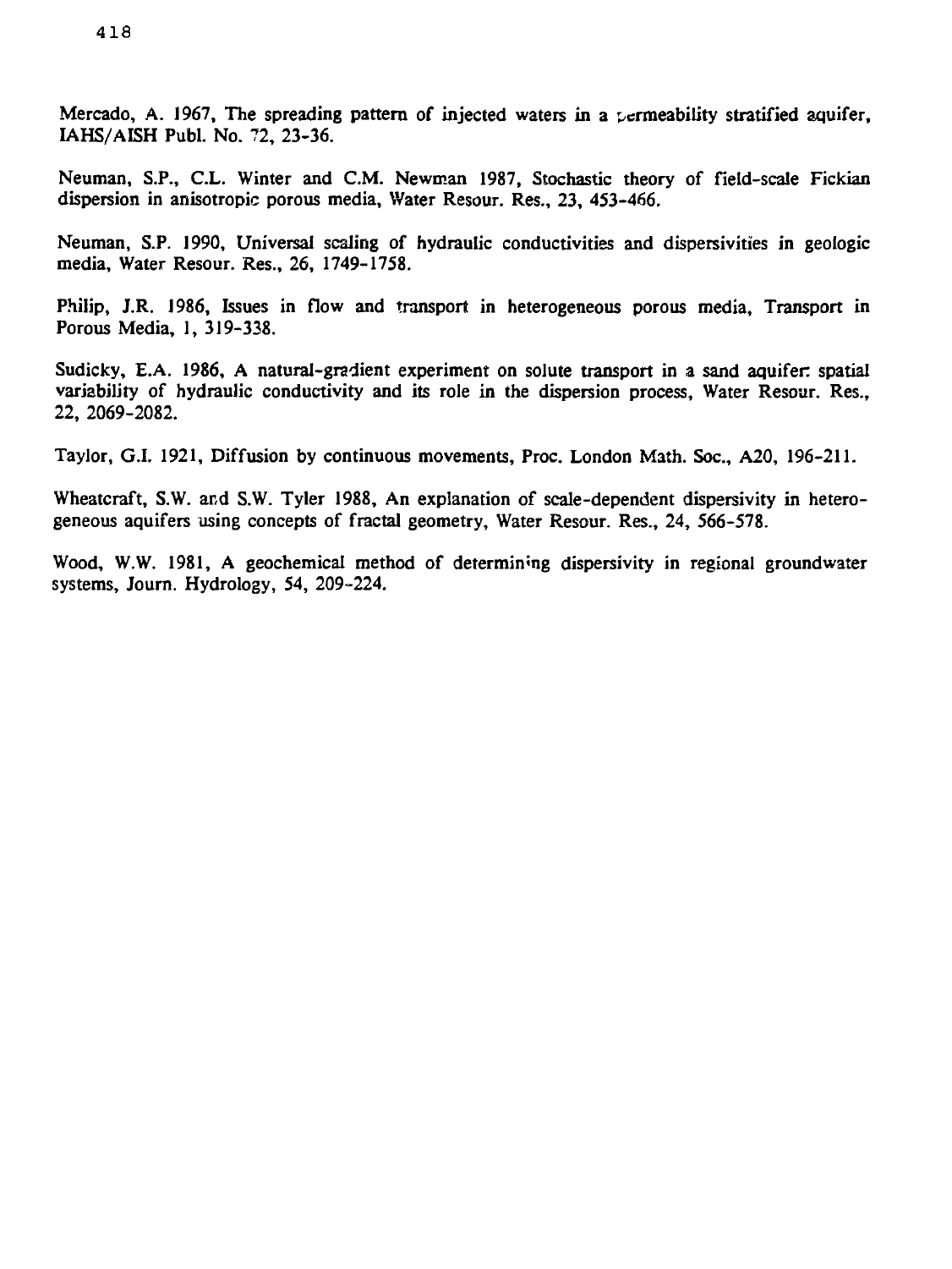Mercado, A. 1967, The spreading pattern of injected waters in a permeability stratified aquifer, IAHS/AISH Publ. No. 72, 23-36.

Neuman, S.P., C.L. Winter and C.M. Newman 1987, Stochastic theory of field-scale Fickian dispersion in anisotropic porous media, Water Resour. Res., 23, 453-466.

Neuman, S.P. 1990, Universal scaling of hydraulic conductivities and dispersivities in geologic media, Water Resour. Res., 26, 1749-1758.

Philip, J.R. 1986, Issues in flow and transport in heterogeneous porous media, Transport in Porous Media, 1, 319-338.

Sudicky, E.A. 1986, A natural-gradient experiment on solute transport in a sand aquifer: spatial variability of hydraulic conductivity and its role in the dispersion process, Water Resour. Res., 22, 2069-2082.

Taylor, G.I. 1921, Diffusion by continuous movements, Proc. London Math. Soc., A20, 196-211.

Wheatcraft, S.W. and S.W. Tyler 1988, An explanation of scale-dependent dispersivity in heterogeneous aquifers using concepts of fractal geometry, Water Resour. Res., 24, 566-578.

Wood, W.W. 1981, A geochemical method of determining dispersivity in regional groundwater systems, Journ. Hydrology, 54, 209-224.